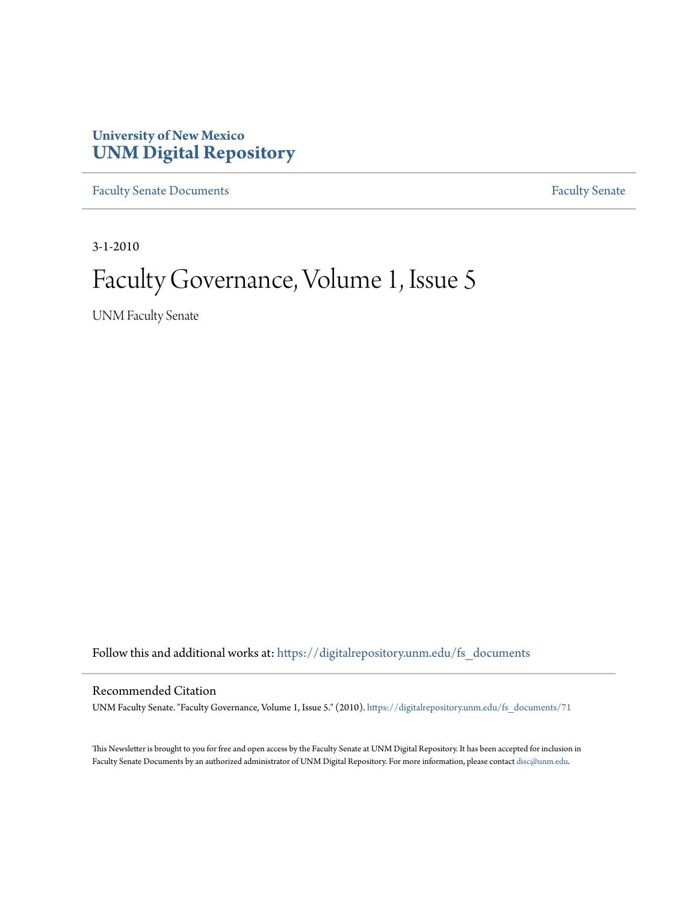University of New Mexico
**UNM Digital Repository**

Faculty Senate Documents | Faculty Senate

3-1-2010

# Faculty Governance, Volume 1, Issue 5

UNM Faculty Senate

Follow this and additional works at: https://digitalrepository.unm.edu/fs_documents

## Recommended Citation

UNM Faculty Senate. "Faculty Governance, Volume 1, Issue 5." (2010). https://digitalrepository.unm.edu/fs_documents/71

This Newsletter is brought to you for free and open access by the Faculty Senate at UNM Digital Repository. It has been accepted for inclusion in Faculty Senate Documents by an authorized administrator of UNM Digital Repository. For more information, please contact disc@unm.edu.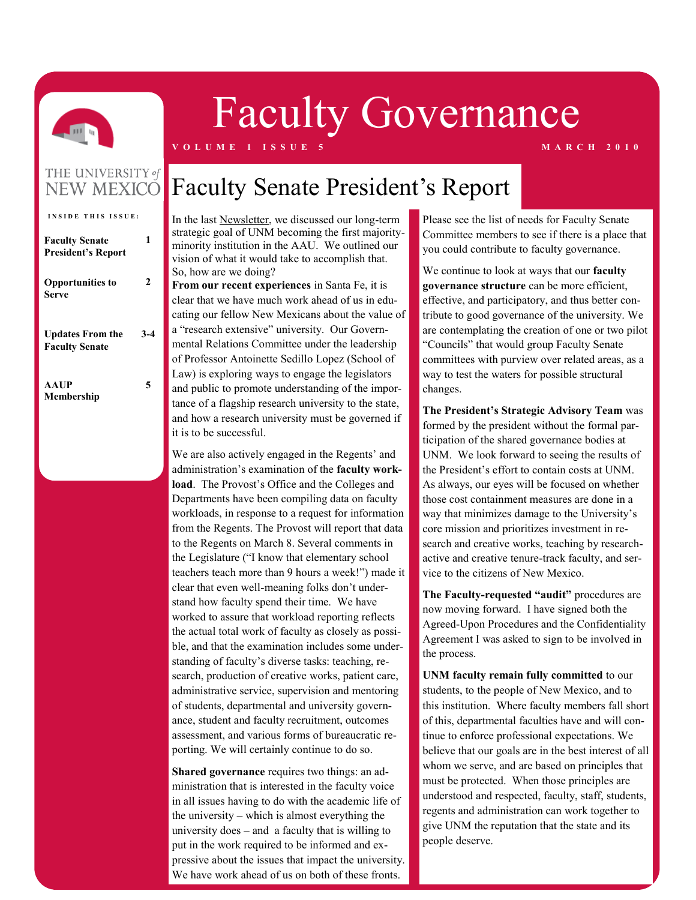# Faculty Governance

VOLUME 1 ISSUE 5 — MARCH 2010

THE UNIVERSITY of NEW MEXICO

**INSIDE THIS ISSUE:**

| | |
|---|---|
| **Faculty Senate President's Report** | 1 |
| **Opportunities to Serve** | 2 |
| **Updates From the Faculty Senate** | 3-4 |
| **AAUP Membership** | 5 |

## Faculty Senate President's Report

In the last Newsletter, we discussed our long-term strategic goal of UNM becoming the first majority-minority institution in the AAU. We outlined our vision of what it would take to accomplish that. So, how are we doing?

**From our recent experiences** in Santa Fe, it is clear that we have much work ahead of us in educating our fellow New Mexicans about the value of a "research extensive" university. Our Governmental Relations Committee under the leadership of Professor Antoinette Sedillo Lopez (School of Law) is exploring ways to engage the legislators and public to promote understanding of the importance of a flagship research university to the state, and how a research university must be governed if it is to be successful.

We are also actively engaged in the Regents' and administration's examination of the **faculty workload**. The Provost's Office and the Colleges and Departments have been compiling data on faculty workloads, in response to a request for information from the Regents. The Provost will report that data to the Regents on March 8. Several comments in the Legislature ("I know that elementary school teachers teach more than 9 hours a week!") made it clear that even well-meaning folks don't understand how faculty spend their time. We have worked to assure that workload reporting reflects the actual total work of faculty as closely as possible, and that the examination includes some understanding of faculty's diverse tasks: teaching, research, production of creative works, patient care, administrative service, supervision and mentoring of students, departmental and university governance, student and faculty recruitment, outcomes assessment, and various forms of bureaucratic reporting. We will certainly continue to do so.

**Shared governance** requires two things: an administration that is interested in the faculty voice in all issues having to do with the academic life of the university – which is almost everything the university does – and a faculty that is willing to put in the work required to be informed and expressive about the issues that impact the university. We have work ahead of us on both of these fronts.

Please see the list of needs for Faculty Senate Committee members to see if there is a place that you could contribute to faculty governance.

We continue to look at ways that our **faculty governance structure** can be more efficient, effective, and participatory, and thus better contribute to good governance of the university. We are contemplating the creation of one or two pilot "Councils" that would group Faculty Senate committees with purview over related areas, as a way to test the waters for possible structural changes.

**The President's Strategic Advisory Team** was formed by the president without the formal participation of the shared governance bodies at UNM. We look forward to seeing the results of the President's effort to contain costs at UNM. As always, our eyes will be focused on whether those cost containment measures are done in a way that minimizes damage to the University's core mission and prioritizes investment in research and creative works, teaching by research-active and creative tenure-track faculty, and service to the citizens of New Mexico.

**The Faculty-requested "audit"** procedures are now moving forward. I have signed both the Agreed-Upon Procedures and the Confidentiality Agreement I was asked to sign to be involved in the process.

**UNM faculty remain fully committed** to our students, to the people of New Mexico, and to this institution. Where faculty members fall short of this, departmental faculties have and will continue to enforce professional expectations. We believe that our goals are in the best interest of all whom we serve, and are based on principles that must be protected. When those principles are understood and respected, faculty, staff, students, regents and administration can work together to give UNM the reputation that the state and its people deserve.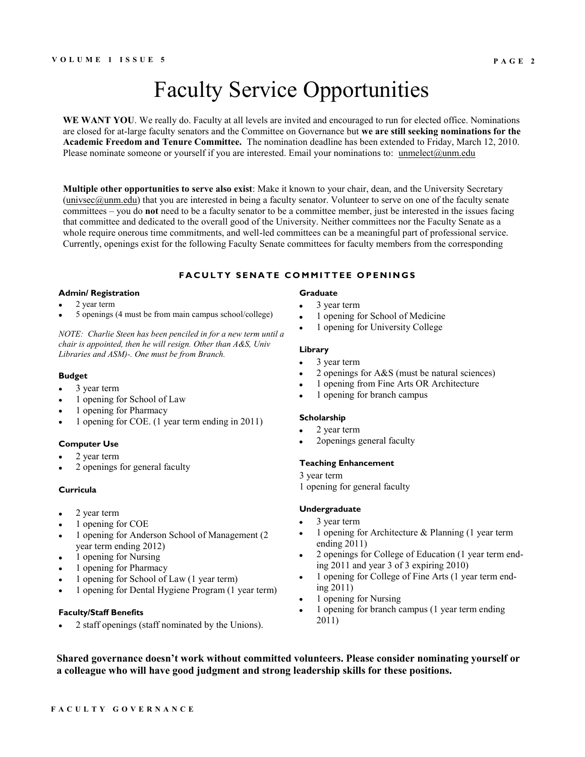# Faculty Service Opportunities

**WE WANT YOU**. We really do. Faculty at all levels are invited and encouraged to run for elected office. Nominations are closed for at-large faculty senators and the Committee on Governance but **we are still seeking nominations for the Academic Freedom and Tenure Committee.** The nomination deadline has been extended to Friday, March 12, 2010. Please nominate someone or yourself if you are interested. Email your nominations to: unmelect@unm.edu

**Multiple other opportunities to serve also exist**: Make it known to your chair, dean, and the University Secretary (univsec@unm.edu) that you are interested in being a faculty senator. Volunteer to serve on one of the faculty senate committees – you do **not** need to be a faculty senator to be a committee member, just be interested in the issues facing that committee and dedicated to the overall good of the University. Neither committees nor the Faculty Senate as a whole require onerous time commitments, and well-led committees can be a meaningful part of professional service. Currently, openings exist for the following Faculty Senate committees for faculty members from the corresponding

## FACULTY SENATE COMMITTEE OPENINGS

#### Admin/ Registration

- 2 year term
- 5 openings (4 must be from main campus school/college)

*NOTE: Charlie Steen has been penciled in for a new term until a chair is appointed, then he will resign. Other than A&S, Univ Libraries and ASM)-. One must be from Branch.*

#### Budget

- 3 year term
- 1 opening for School of Law
- 1 opening for Pharmacy
- 1 opening for COE. (1 year term ending in 2011)

#### Computer Use

- 2 year term
- 2 openings for general faculty

#### Curricula

- 2 year term
- 1 opening for COE
- 1 opening for Anderson School of Management (2 year term ending 2012)
- 1 opening for Nursing
- 1 opening for Pharmacy
- 1 opening for School of Law (1 year term)
- 1 opening for Dental Hygiene Program (1 year term)

#### Faculty/Staff Benefits

- 2 staff openings (staff nominated by the Unions).

#### Graduate

- 3 year term
- 1 opening for School of Medicine
- 1 opening for University College

#### Library

- 3 year term
- 2 openings for A&S (must be natural sciences)
- 1 opening from Fine Arts OR Architecture
- 1 opening for branch campus

#### Scholarship

- 2 year term
- 2openings general faculty

#### Teaching Enhancement

3 year term
1 opening for general faculty

#### Undergraduate

- 3 year term
- 1 opening for Architecture & Planning (1 year term ending 2011)
- 2 openings for College of Education (1 year term ending 2011 and year 3 of 3 expiring 2010)
- 1 opening for College of Fine Arts (1 year term ending 2011)
- 1 opening for Nursing
- 1 opening for branch campus (1 year term ending 2011)

**Shared governance doesn't work without committed volunteers. Please consider nominating yourself or a colleague who will have good judgment and strong leadership skills for these positions.**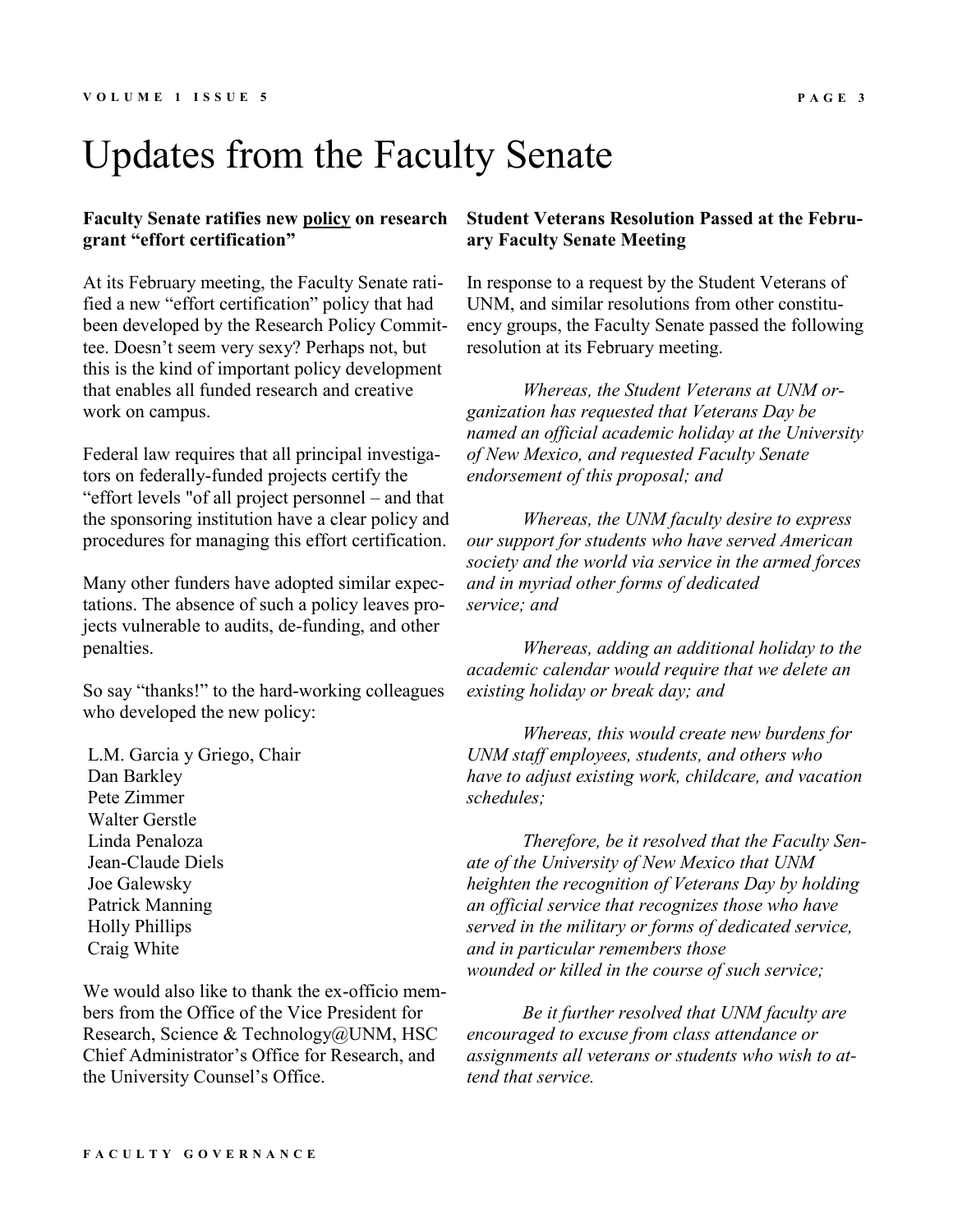# Updates from the Faculty Senate

**Faculty Senate ratifies new policy on research grant "effort certification"**

At its February meeting, the Faculty Senate ratified a new "effort certification" policy that had been developed by the Research Policy Committee. Doesn't seem very sexy? Perhaps not, but this is the kind of important policy development that enables all funded research and creative work on campus.

Federal law requires that all principal investigators on federally-funded projects certify the "effort levels "of all project personnel – and that the sponsoring institution have a clear policy and procedures for managing this effort certification.

Many other funders have adopted similar expectations. The absence of such a policy leaves projects vulnerable to audits, de-funding, and other penalties.

So say "thanks!" to the hard-working colleagues who developed the new policy:

L.M. Garcia y Griego, Chair
Dan Barkley
Pete Zimmer
Walter Gerstle
Linda Penaloza
Jean-Claude Diels
Joe Galewsky
Patrick Manning
Holly Phillips
Craig White

We would also like to thank the ex-officio members from the Office of the Vice President for Research, Science & Technology@UNM, HSC Chief Administrator's Office for Research, and the University Counsel's Office.

**Student Veterans Resolution Passed at the February Faculty Senate Meeting**

In response to a request by the Student Veterans of UNM, and similar resolutions from other constituency groups, the Faculty Senate passed the following resolution at its February meeting.

*Whereas, the Student Veterans at UNM organization has requested that Veterans Day be named an official academic holiday at the University of New Mexico, and requested Faculty Senate endorsement of this proposal; and*

*Whereas, the UNM faculty desire to express our support for students who have served American society and the world via service in the armed forces and in myriad other forms of dedicated service; and*

*Whereas, adding an additional holiday to the academic calendar would require that we delete an existing holiday or break day; and*

*Whereas, this would create new burdens for UNM staff employees, students, and others who have to adjust existing work, childcare, and vacation schedules;*

*Therefore, be it resolved that the Faculty Senate of the University of New Mexico that UNM heighten the recognition of Veterans Day by holding an official service that recognizes those who have served in the military or forms of dedicated service, and in particular remembers those wounded or killed in the course of such service;*

*Be it further resolved that UNM faculty are encouraged to excuse from class attendance or assignments all veterans or students who wish to attend that service.*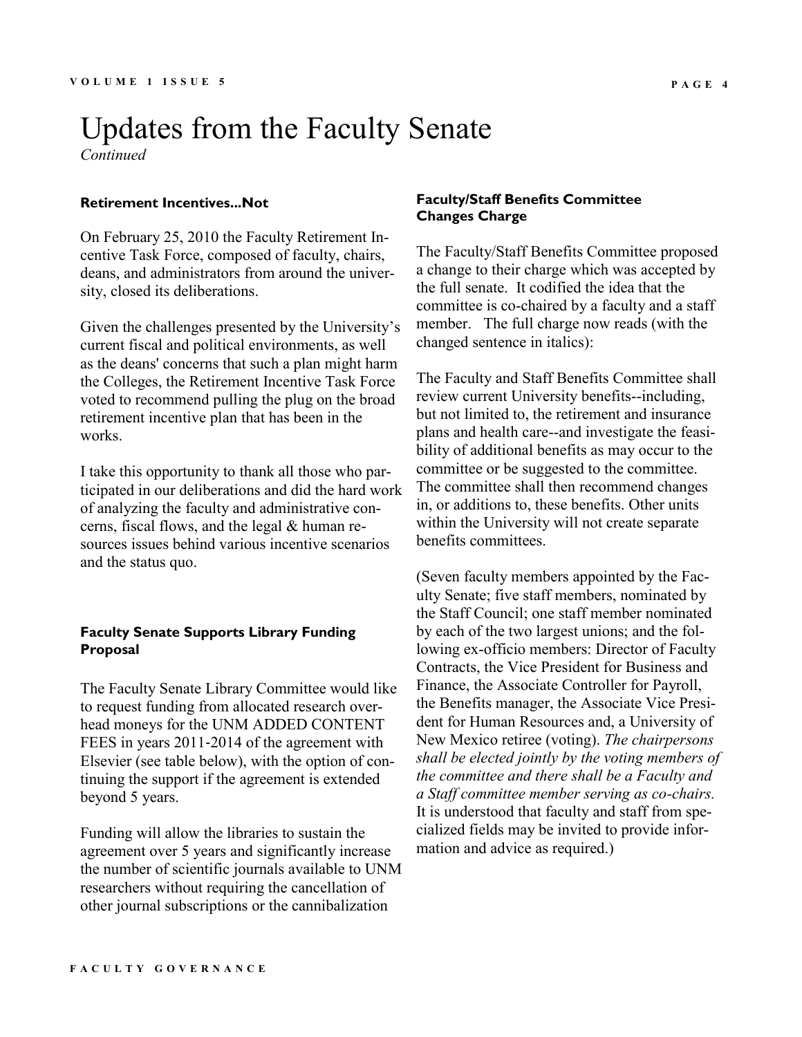# Updates from the Faculty Senate

*Continued*

**Retirement Incentives...Not**

On February 25, 2010 the Faculty Retirement Incentive Task Force, composed of faculty, chairs, deans, and administrators from around the university, closed its deliberations.

Given the challenges presented by the University's current fiscal and political environments, as well as the deans' concerns that such a plan might harm the Colleges, the Retirement Incentive Task Force voted to recommend pulling the plug on the broad retirement incentive plan that has been in the works.

I take this opportunity to thank all those who participated in our deliberations and did the hard work of analyzing the faculty and administrative concerns, fiscal flows, and the legal & human resources issues behind various incentive scenarios and the status quo.

**Faculty Senate Supports Library Funding Proposal**

The Faculty Senate Library Committee would like to request funding from allocated research overhead moneys for the UNM ADDED CONTENT FEES in years 2011-2014 of the agreement with Elsevier (see table below), with the option of continuing the support if the agreement is extended beyond 5 years.

Funding will allow the libraries to sustain the agreement over 5 years and significantly increase the number of scientific journals available to UNM researchers without requiring the cancellation of other journal subscriptions or the cannibalization

**Faculty/Staff Benefits Committee Changes Charge**

The Faculty/Staff Benefits Committee proposed a change to their charge which was accepted by the full senate. It codified the idea that the committee is co-chaired by a faculty and a staff member. The full charge now reads (with the changed sentence in italics):

The Faculty and Staff Benefits Committee shall review current University benefits--including, but not limited to, the retirement and insurance plans and health care--and investigate the feasibility of additional benefits as may occur to the committee or be suggested to the committee. The committee shall then recommend changes in, or additions to, these benefits. Other units within the University will not create separate benefits committees.

(Seven faculty members appointed by the Faculty Senate; five staff members, nominated by the Staff Council; one staff member nominated by each of the two largest unions; and the following ex-officio members: Director of Faculty Contracts, the Vice President for Business and Finance, the Associate Controller for Payroll, the Benefits manager, the Associate Vice President for Human Resources and, a University of New Mexico retiree (voting). *The chairpersons shall be elected jointly by the voting members of the committee and there shall be a Faculty and a Staff committee member serving as co-chairs.* It is understood that faculty and staff from specialized fields may be invited to provide information and advice as required.)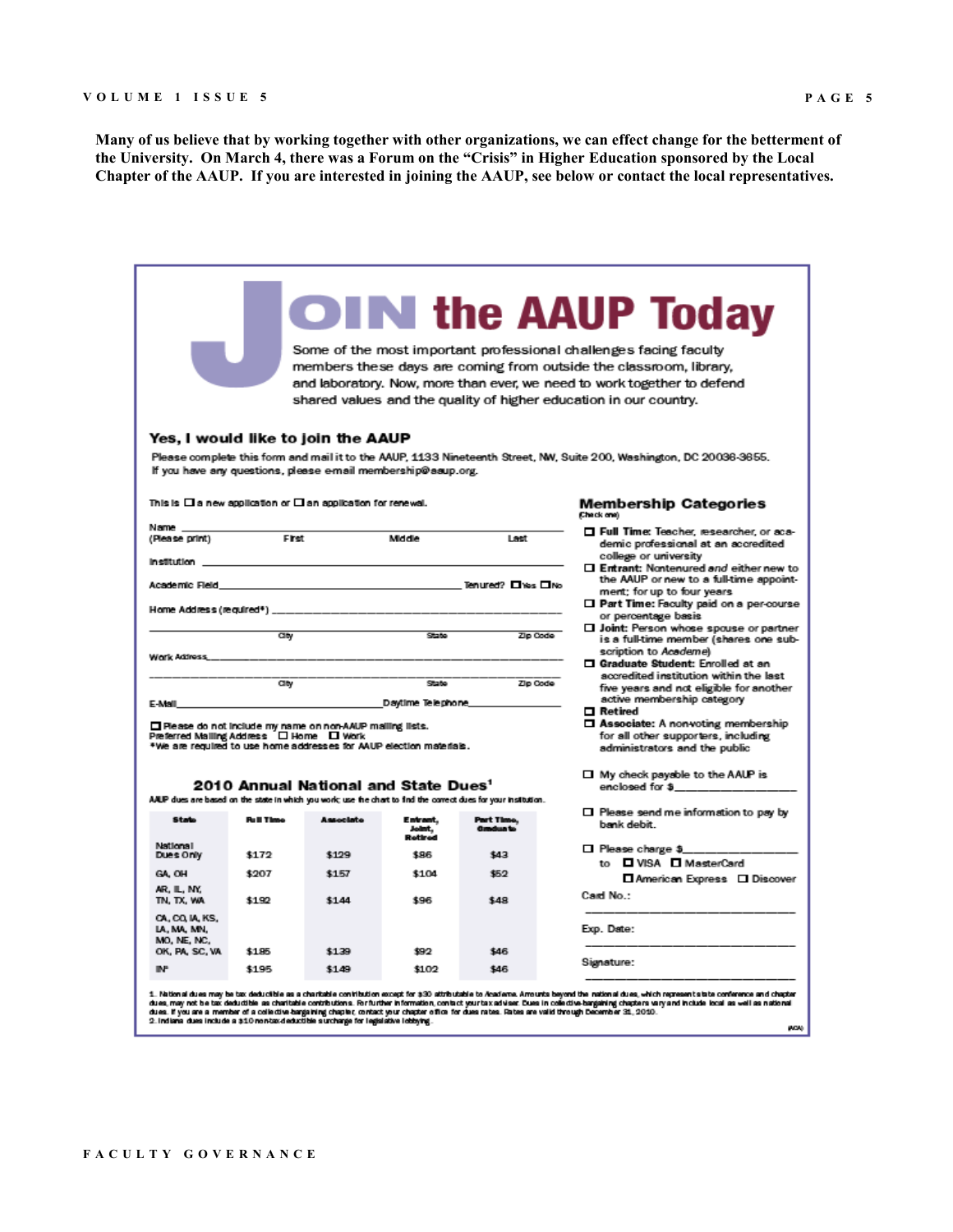**Many of us believe that by working together with other organizations, we can effect change for the betterment of the University. On March 4, there was a Forum on the "Crisis" in Higher Education sponsored by the Local Chapter of the AAUP. If you are interested in joining the AAUP, see below or contact the local representatives.**

# JOIN the AAUP Today

Some of the most important professional challenges facing faculty members these days are coming from outside the classroom, library, and laboratory. Now, more than ever, we need to work together to defend shared values and the quality of higher education in our country.

## Yes, I would like to join the AAUP

Please complete this form and mail it to the AAUP, 1133 Nineteenth Street, NW, Suite 200, Washington, DC 20036-3655. If you have any questions, please email membership@aaup.org.

This is ☐ a new application or ☐ an application for renewal.

Name ______________________________
(Please print) First Middle Last

Institution ______________________________

Academic Field ______________________________ Tenured? ☐ Yes ☐ No

Home Address (required*) ______________________________

______________________________ City State Zip Code

Work Address ______________________________

______________________________ City State Zip Code

E-Mail ______________________ Daytime Telephone ______________________

☐ Please do not include my name on non-AAUP mailing lists.
Preferred Mailing Address ☐ Home ☐ Work
*We are required to use home addresses for AAUP election materials.

### Membership Categories
(Check one)

- ☐ **Full Time:** Teacher, researcher, or academic professional at an accredited college or university
- ☐ **Entrant:** Nontenured *and* either new to the AAUP or new to a full-time appointment; for up to four years
- ☐ **Part Time:** Faculty paid on a per-course or percentage basis
- ☐ **Joint:** Person whose spouse or partner is a full-time member (shares one subscription to *Academe*)
- ☐ **Graduate Student:** Enrolled at an accredited institution within the last five years and not eligible for another active membership category
- ☐ **Retired**
- ☐ **Associate:** A nonvoting membership for all other supporters, including administrators and the public

### 2010 Annual National and State Dues[1]

AAUP dues are based on the state in which you work; use the chart to find the correct dues for your institution.

| State | Full Time | Associate | Entrant, Joint, Retired | Part Time, Graduate |
|---|---|---|---|---|
| National Dues Only | $172 | $129 | $86 | $43 |
| GA, OH | $207 | $157 | $104 | $52 |
| AR, IL, NY, TN, TX, WA | $192 | $144 | $96 | $48 |
| CA, CO, IA, KS, LA, MA, MN, MO, NE, NC, OK, PA, SC, VA | $185 | $139 | $92 | $46 |
| IN[2] | $195 | $149 | $102 | $46 |

☐ My check payable to the AAUP is enclosed for $__________

☐ Please send me information to pay by bank debit.

☐ Please charge $__________ to ☐ VISA ☐ MasterCard ☐ American Express ☐ Discover

Card No.: ______________________________

Exp. Date: ______________________________

Signature: ______________________________

1. National dues may be tax deductible as a charitable contribution except for $30 attributable to Academe. Amounts beyond the national dues, which represent state conference and chapter dues, may not be tax deductible as charitable contributions. For further information, contact your tax adviser. Dues in collective-bargaining chapters vary and include local as well as national dues. If you are a member of a collective-bargaining chapter, contact your chapter office for dues rates. Rates are valid through December 31, 2010.
2. Indiana dues include a $10 nontax-deductible surcharge for legislative lobbying.

(ACA)